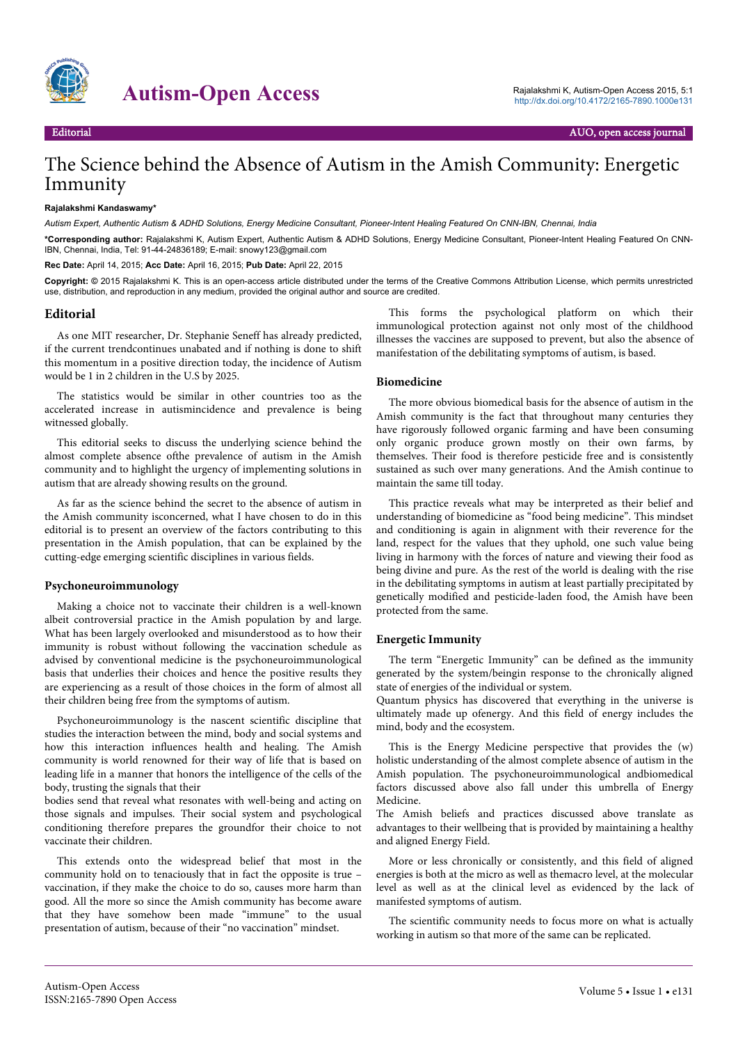Editorial

# The Science behind the Absence of Autism in the Amish Community: Energetic Immunity

**Rajalakshmi Kandaswamy***

*Autism Expert, Authentic Autism & ADHD Solutions, Energy Medicine Consultant, Pioneer-Intent Healing Featured On CNN-IBN, Chennai, India*

***Corresponding author:** Rajalakshmi K, Autism Expert, Authentic Autism & ADHD Solutions, Energy Medicine Consultant, Pioneer-Intent Healing Featured On CNN-IBN, Chennai, India, Tel: 91-44-24836189; E-mail: snowy123@gmail.com

**Rec Date:** April 14, 2015; **Acc Date:** April 16, 2015; **Pub Date:** April 22, 2015

**Copyright:** © 2015 Rajalakshmi K. This is an open-access article distributed under the terms of the Creative Commons Attribution License, which permits unrestricted use, distribution, and reproduction in any medium, provided the original author and source are credited.

## Editorial

As one MIT researcher, Dr. Stephanie Seneff has already predicted, if the current trendcontinues unabated and if nothing is done to shift this momentum in a positive direction today, the incidence of Autism would be 1 in 2 children in the U.S by 2025.

The statistics would be similar in other countries too as the accelerated increase in autismincidence and prevalence is being witnessed globally.

This editorial seeks to discuss the underlying science behind the almost complete absence ofthe prevalence of autism in the Amish community and to highlight the urgency of implementing solutions in autism that are already showing results on the ground.

As far as the science behind the secret to the absence of autism in the Amish community isconcerned, what I have chosen to do in this editorial is to present an overview of the factors contributing to this presentation in the Amish population, that can be explained by the cutting-edge emerging scientific disciplines in various fields.

### Psychoneuroimmunology

Making a choice not to vaccinate their children is a well-known albeit controversial practice in the Amish population by and large. What has been largely overlooked and misunderstood as to how their immunity is robust without following the vaccination schedule as advised by conventional medicine is the psychoneuroimmunological basis that underlies their choices and hence the positive results they are experiencing as a result of those choices in the form of almost all their children being free from the symptoms of autism.

Psychoneuroimmunology is the nascent scientific discipline that studies the interaction between the mind, body and social systems and how this interaction influences health and healing. The Amish community is world renowned for their way of life that is based on leading life in a manner that honors the intelligence of the cells of the body, trusting the signals that their bodies send that reveal what resonates with well-being and acting on those signals and impulses. Their social system and psychological conditioning therefore prepares the groundfor their choice to not vaccinate their children.

This extends onto the widespread belief that most in the community hold on to tenaciously that in fact the opposite is true – vaccination, if they make the choice to do so, causes more harm than good. All the more so since the Amish community has become aware that they have somehow been made "immune" to the usual presentation of autism, because of their "no vaccination" mindset.

This forms the psychological platform on which their immunological protection against not only most of the childhood illnesses the vaccines are supposed to prevent, but also the absence of manifestation of the debilitating symptoms of autism, is based.

### Biomedicine

The more obvious biomedical basis for the absence of autism in the Amish community is the fact that throughout many centuries they have rigorously followed organic farming and have been consuming only organic produce grown mostly on their own farms, by themselves. Their food is therefore pesticide free and is consistently sustained as such over many generations. And the Amish continue to maintain the same till today.

This practice reveals what may be interpreted as their belief and understanding of biomedicine as "food being medicine". This mindset and conditioning is again in alignment with their reverence for the land, respect for the values that they uphold, one such value being living in harmony with the forces of nature and viewing their food as being divine and pure. As the rest of the world is dealing with the rise in the debilitating symptoms in autism at least partially precipitated by genetically modified and pesticide-laden food, the Amish have been protected from the same.

### Energetic Immunity

The term "Energetic Immunity" can be defined as the immunity generated by the system/beingin response to the chronically aligned state of energies of the individual or system.

Quantum physics has discovered that everything in the universe is ultimately made up ofenergy. And this field of energy includes the mind, body and the ecosystem.

This is the Energy Medicine perspective that provides the (w) holistic understanding of the almost complete absence of autism in the Amish population. The psychoneuroimmunological andbiomedical factors discussed above also fall under this umbrella of Energy Medicine.

The Amish beliefs and practices discussed above translate as advantages to their wellbeing that is provided by maintaining a healthy and aligned Energy Field.

More or less chronically or consistently, and this field of aligned energies is both at the micro as well as themacro level, at the molecular level as well as at the clinical level as evidenced by the lack of manifested symptoms of autism.

The scientific community needs to focus more on what is actually working in autism so that more of the same can be replicated.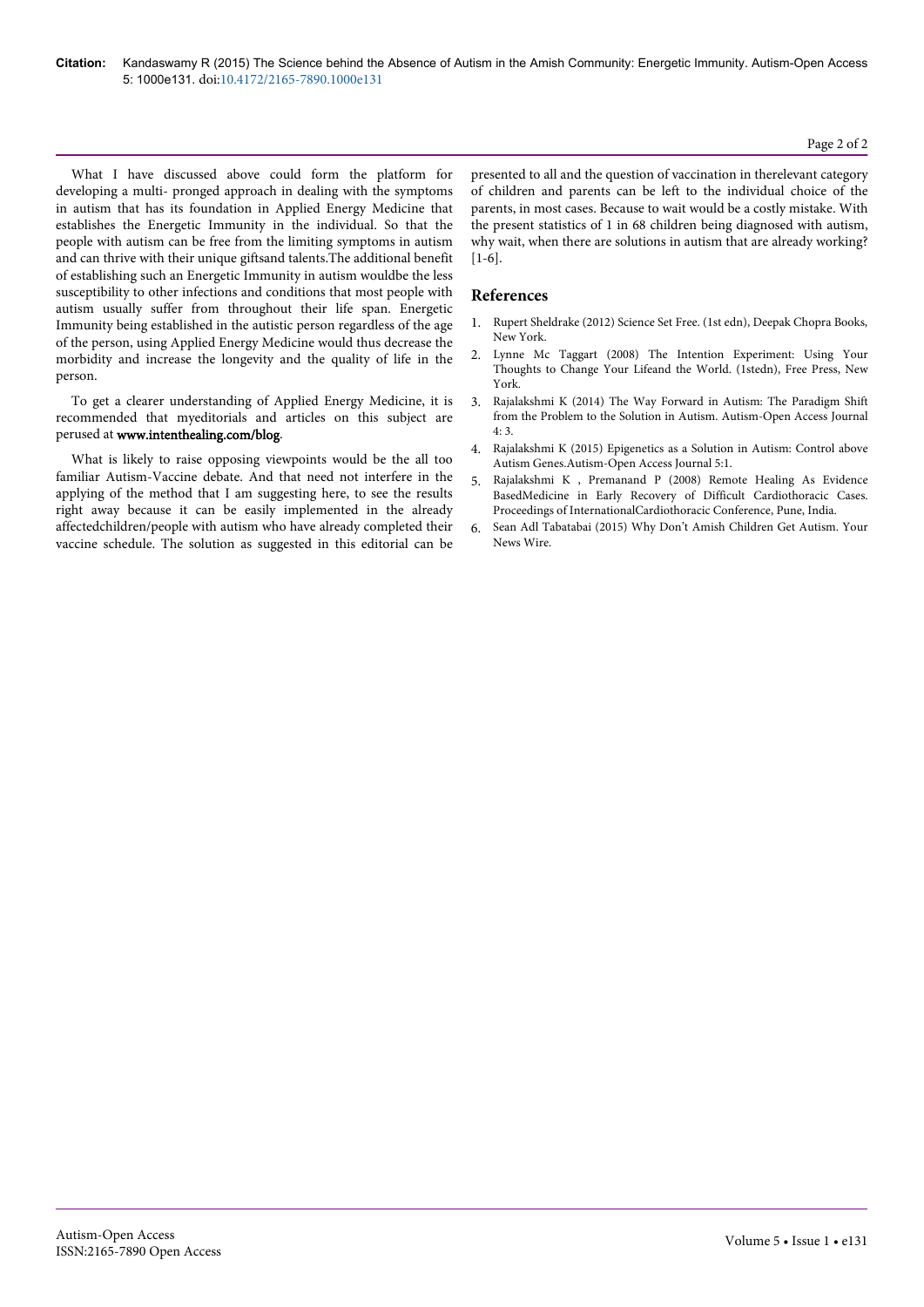What I have discussed above could form the platform for developing a multi- pronged approach in dealing with the symptoms in autism that has its foundation in Applied Energy Medicine that establishes the Energetic Immunity in the individual. So that the people with autism can be free from the limiting symptoms in autism and can thrive with their unique giftsand talents.The additional benefit of establishing such an Energetic Immunity in autism wouldbe the less susceptibility to other infections and conditions that most people with autism usually suffer from throughout their life span. Energetic Immunity being established in the autistic person regardless of the age of the person, using Applied Energy Medicine would thus decrease the morbidity and increase the longevity and the quality of life in the person.

To get a clearer understanding of Applied Energy Medicine, it is recommended that myeditorials and articles on this subject are perused at **www.intenthealing.com/blog**.

What is likely to raise opposing viewpoints would be the all too familiar Autism-Vaccine debate. And that need not interfere in the applying of the method that I am suggesting here, to see the results right away because it can be easily implemented in the already affectedchildren/people with autism who have already completed their vaccine schedule. The solution as suggested in this editorial can be presented to all and the question of vaccination in therelevant category of children and parents can be left to the individual choice of the parents, in most cases. Because to wait would be a costly mistake. With the present statistics of 1 in 68 children being diagnosed with autism, why wait, when there are solutions in autism that are already working? [1-6].

## References

1. Rupert Sheldrake (2012) Science Set Free. (1st edn), Deepak Chopra Books, New York.
2. Lynne Mc Taggart (2008) The Intention Experiment: Using Your Thoughts to Change Your Lifeand the World. (1stedn), Free Press, New York.
3. Rajalakshmi K (2014) The Way Forward in Autism: The Paradigm Shift from the Problem to the Solution in Autism. Autism-Open Access Journal 4: 3.
4. Rajalakshmi K (2015) Epigenetics as a Solution in Autism: Control above Autism Genes.Autism-Open Access Journal 5:1.
5. Rajalakshmi K , Premanand P (2008) Remote Healing As Evidence BasedMedicine in Early Recovery of Difficult Cardiothoracic Cases. Proceedings of InternationalCardiothoracic Conference, Pune, India.
6. Sean Adl Tabatabai (2015) Why Don't Amish Children Get Autism. Your News Wire.